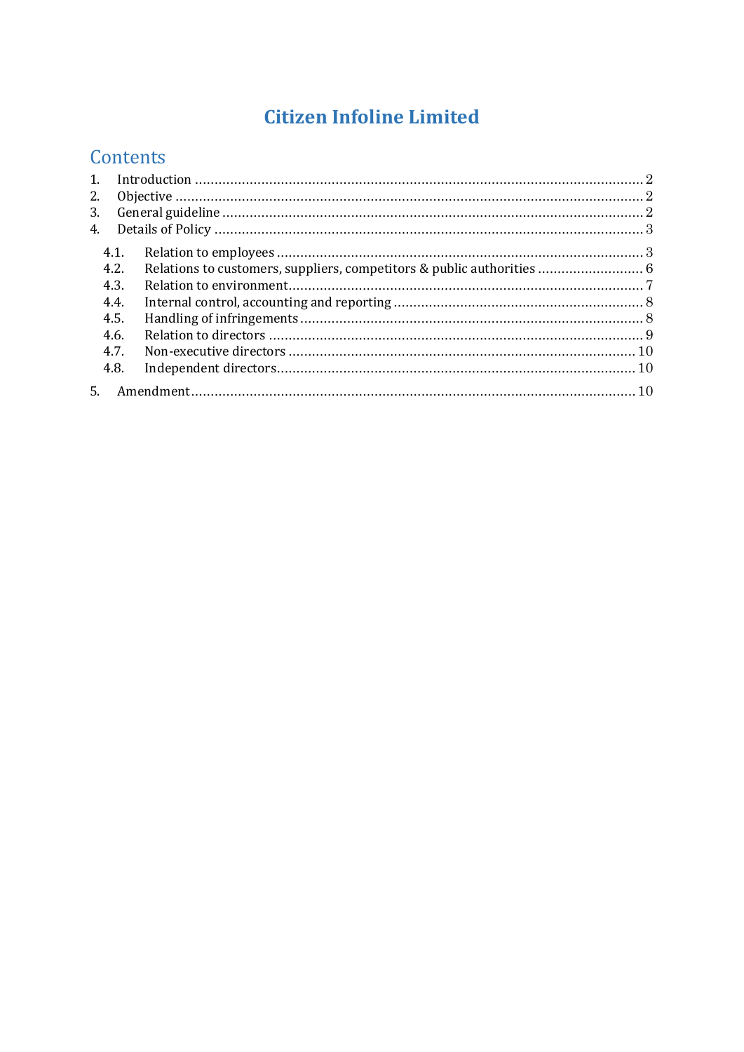# Citizen Infoline Limited

## Contents

1. Introduction ........................................................................................................................ 2
2. Objective ............................................................................................................................. 2
3. General guideline ................................................................................................................ 2
4. Details of Policy .................................................................................................................. 3
   - 4.1. Relation to employees ................................................................................................ 3
   - 4.2. Relations to customers, suppliers, competitors & public authorities ........................... 6
   - 4.3. Relation to environment.............................................................................................. 7
   - 4.4. Internal control, accounting and reporting ................................................................ 8
   - 4.5. Handling of infringements ........................................................................................ 8
   - 4.6. Relation to directors ................................................................................................... 9
   - 4.7. Non-executive directors ........................................................................................... 10
   - 4.8. Independent directors............................................................................................... 10
5. Amendment ..................................................................................................................... 10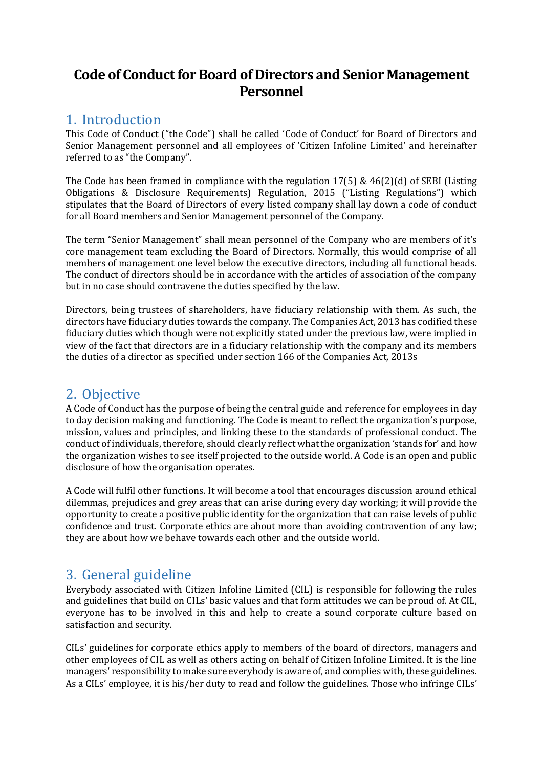# Code of Conduct for Board of Directors and Senior Management Personnel

## 1. Introduction

This Code of Conduct ("the Code") shall be called 'Code of Conduct' for Board of Directors and Senior Management personnel and all employees of 'Citizen Infoline Limited' and hereinafter referred to as "the Company".

The Code has been framed in compliance with the regulation 17(5) & 46(2)(d) of SEBI (Listing Obligations & Disclosure Requirements) Regulation, 2015 ("Listing Regulations") which stipulates that the Board of Directors of every listed company shall lay down a code of conduct for all Board members and Senior Management personnel of the Company.

The term "Senior Management" shall mean personnel of the Company who are members of it's core management team excluding the Board of Directors. Normally, this would comprise of all members of management one level below the executive directors, including all functional heads. The conduct of directors should be in accordance with the articles of association of the company but in no case should contravene the duties specified by the law.

Directors, being trustees of shareholders, have fiduciary relationship with them. As such, the directors have fiduciary duties towards the company. The Companies Act, 2013 has codified these fiduciary duties which though were not explicitly stated under the previous law, were implied in view of the fact that directors are in a fiduciary relationship with the company and its members the duties of a director as specified under section 166 of the Companies Act, 2013s

## 2. Objective

A Code of Conduct has the purpose of being the central guide and reference for employees in day to day decision making and functioning. The Code is meant to reflect the organization's purpose, mission, values and principles, and linking these to the standards of professional conduct. The conduct of individuals, therefore, should clearly reflect what the organization 'stands for' and how the organization wishes to see itself projected to the outside world. A Code is an open and public disclosure of how the organisation operates.

A Code will fulfil other functions. It will become a tool that encourages discussion around ethical dilemmas, prejudices and grey areas that can arise during every day working; it will provide the opportunity to create a positive public identity for the organization that can raise levels of public confidence and trust. Corporate ethics are about more than avoiding contravention of any law; they are about how we behave towards each other and the outside world.

## 3. General guideline

Everybody associated with Citizen Infoline Limited (CIL) is responsible for following the rules and guidelines that build on CILs' basic values and that form attitudes we can be proud of. At CIL, everyone has to be involved in this and help to create a sound corporate culture based on satisfaction and security.

CILs' guidelines for corporate ethics apply to members of the board of directors, managers and other employees of CIL as well as others acting on behalf of Citizen Infoline Limited. It is the line managers' responsibility to make sure everybody is aware of, and complies with, these guidelines. As a CILs' employee, it is his/her duty to read and follow the guidelines. Those who infringe CILs'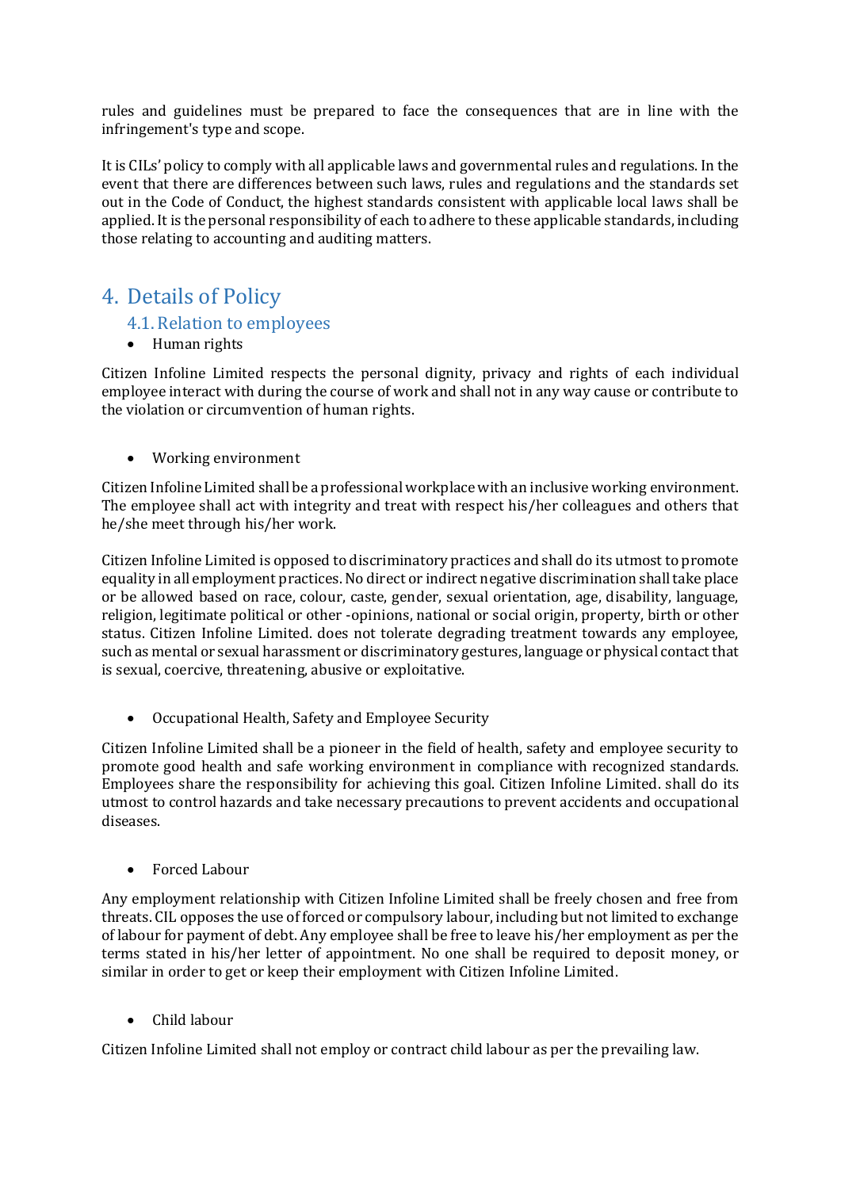rules and guidelines must be prepared to face the consequences that are in line with the infringement's type and scope.

It is CILs' policy to comply with all applicable laws and governmental rules and regulations. In the event that there are differences between such laws, rules and regulations and the standards set out in the Code of Conduct, the highest standards consistent with applicable local laws shall be applied. It is the personal responsibility of each to adhere to these applicable standards, including those relating to accounting and auditing matters.

# 4. Details of Policy

## 4.1. Relation to employees

- Human rights

Citizen Infoline Limited respects the personal dignity, privacy and rights of each individual employee interact with during the course of work and shall not in any way cause or contribute to the violation or circumvention of human rights.

- Working environment

Citizen Infoline Limited shall be a professional workplace with an inclusive working environment. The employee shall act with integrity and treat with respect his/her colleagues and others that he/she meet through his/her work.

Citizen Infoline Limited is opposed to discriminatory practices and shall do its utmost to promote equality in all employment practices. No direct or indirect negative discrimination shall take place or be allowed based on race, colour, caste, gender, sexual orientation, age, disability, language, religion, legitimate political or other -opinions, national or social origin, property, birth or other status. Citizen Infoline Limited. does not tolerate degrading treatment towards any employee, such as mental or sexual harassment or discriminatory gestures, language or physical contact that is sexual, coercive, threatening, abusive or exploitative.

- Occupational Health, Safety and Employee Security

Citizen Infoline Limited shall be a pioneer in the field of health, safety and employee security to promote good health and safe working environment in compliance with recognized standards. Employees share the responsibility for achieving this goal. Citizen Infoline Limited. shall do its utmost to control hazards and take necessary precautions to prevent accidents and occupational diseases.

- Forced Labour

Any employment relationship with Citizen Infoline Limited shall be freely chosen and free from threats. CIL opposes the use of forced or compulsory labour, including but not limited to exchange of labour for payment of debt. Any employee shall be free to leave his/her employment as per the terms stated in his/her letter of appointment. No one shall be required to deposit money, or similar in order to get or keep their employment with Citizen Infoline Limited.

- Child labour

Citizen Infoline Limited shall not employ or contract child labour as per the prevailing law.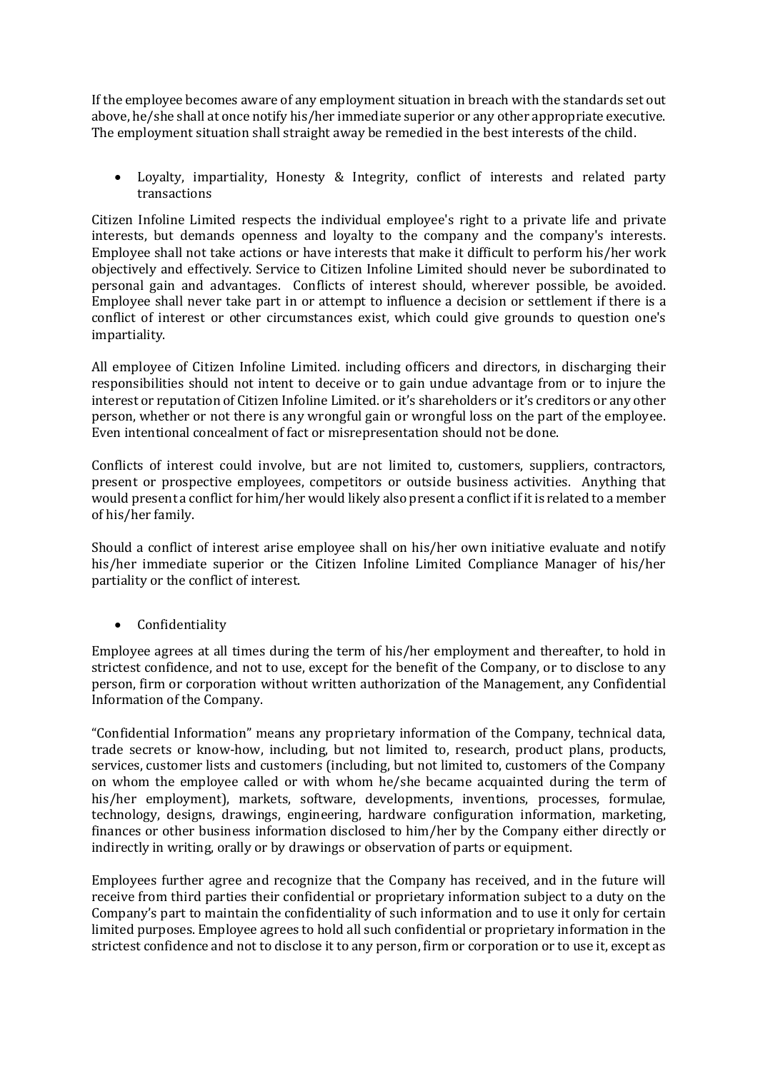If the employee becomes aware of any employment situation in breach with the standards set out above, he/she shall at once notify his/her immediate superior or any other appropriate executive. The employment situation shall straight away be remedied in the best interests of the child.

- Loyalty, impartiality, Honesty & Integrity, conflict of interests and related party transactions

Citizen Infoline Limited respects the individual employee's right to a private life and private interests, but demands openness and loyalty to the company and the company's interests. Employee shall not take actions or have interests that make it difficult to perform his/her work objectively and effectively. Service to Citizen Infoline Limited should never be subordinated to personal gain and advantages. Conflicts of interest should, wherever possible, be avoided. Employee shall never take part in or attempt to influence a decision or settlement if there is a conflict of interest or other circumstances exist, which could give grounds to question one's impartiality.

All employee of Citizen Infoline Limited. including officers and directors, in discharging their responsibilities should not intent to deceive or to gain undue advantage from or to injure the interest or reputation of Citizen Infoline Limited. or it's shareholders or it's creditors or any other person, whether or not there is any wrongful gain or wrongful loss on the part of the employee. Even intentional concealment of fact or misrepresentation should not be done.

Conflicts of interest could involve, but are not limited to, customers, suppliers, contractors, present or prospective employees, competitors or outside business activities. Anything that would present a conflict for him/her would likely also present a conflict if it is related to a member of his/her family.

Should a conflict of interest arise employee shall on his/her own initiative evaluate and notify his/her immediate superior or the Citizen Infoline Limited Compliance Manager of his/her partiality or the conflict of interest.

- Confidentiality

Employee agrees at all times during the term of his/her employment and thereafter, to hold in strictest confidence, and not to use, except for the benefit of the Company, or to disclose to any person, firm or corporation without written authorization of the Management, any Confidential Information of the Company.

"Confidential Information" means any proprietary information of the Company, technical data, trade secrets or know-how, including, but not limited to, research, product plans, products, services, customer lists and customers (including, but not limited to, customers of the Company on whom the employee called or with whom he/she became acquainted during the term of his/her employment), markets, software, developments, inventions, processes, formulae, technology, designs, drawings, engineering, hardware configuration information, marketing, finances or other business information disclosed to him/her by the Company either directly or indirectly in writing, orally or by drawings or observation of parts or equipment.

Employees further agree and recognize that the Company has received, and in the future will receive from third parties their confidential or proprietary information subject to a duty on the Company's part to maintain the confidentiality of such information and to use it only for certain limited purposes. Employee agrees to hold all such confidential or proprietary information in the strictest confidence and not to disclose it to any person, firm or corporation or to use it, except as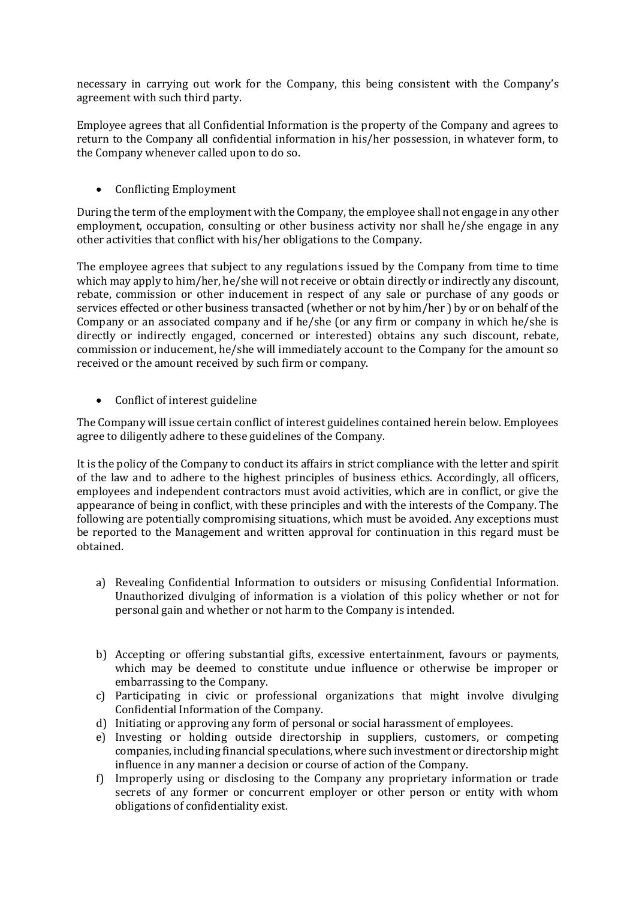necessary in carrying out work for the Company, this being consistent with the Company's agreement with such third party.

Employee agrees that all Confidential Information is the property of the Company and agrees to return to the Company all confidential information in his/her possession, in whatever form, to the Company whenever called upon to do so.

- Conflicting Employment

During the term of the employment with the Company, the employee shall not engage in any other employment, occupation, consulting or other business activity nor shall he/she engage in any other activities that conflict with his/her obligations to the Company.

The employee agrees that subject to any regulations issued by the Company from time to time which may apply to him/her, he/she will not receive or obtain directly or indirectly any discount, rebate, commission or other inducement in respect of any sale or purchase of any goods or services effected or other business transacted (whether or not by him/her ) by or on behalf of the Company or an associated company and if he/she (or any firm or company in which he/she is directly or indirectly engaged, concerned or interested) obtains any such discount, rebate, commission or inducement, he/she will immediately account to the Company for the amount so received or the amount received by such firm or company.

- Conflict of interest guideline

The Company will issue certain conflict of interest guidelines contained herein below. Employees agree to diligently adhere to these guidelines of the Company.

It is the policy of the Company to conduct its affairs in strict compliance with the letter and spirit of the law and to adhere to the highest principles of business ethics. Accordingly, all officers, employees and independent contractors must avoid activities, which are in conflict, or give the appearance of being in conflict, with these principles and with the interests of the Company. The following are potentially compromising situations, which must be avoided. Any exceptions must be reported to the Management and written approval for continuation in this regard must be obtained.

a) Revealing Confidential Information to outsiders or misusing Confidential Information. Unauthorized divulging of information is a violation of this policy whether or not for personal gain and whether or not harm to the Company is intended.

b) Accepting or offering substantial gifts, excessive entertainment, favours or payments, which may be deemed to constitute undue influence or otherwise be improper or embarrassing to the Company.

c) Participating in civic or professional organizations that might involve divulging Confidential Information of the Company.

d) Initiating or approving any form of personal or social harassment of employees.

e) Investing or holding outside directorship in suppliers, customers, or competing companies, including financial speculations, where such investment or directorship might influence in any manner a decision or course of action of the Company.

f) Improperly using or disclosing to the Company any proprietary information or trade secrets of any former or concurrent employer or other person or entity with whom obligations of confidentiality exist.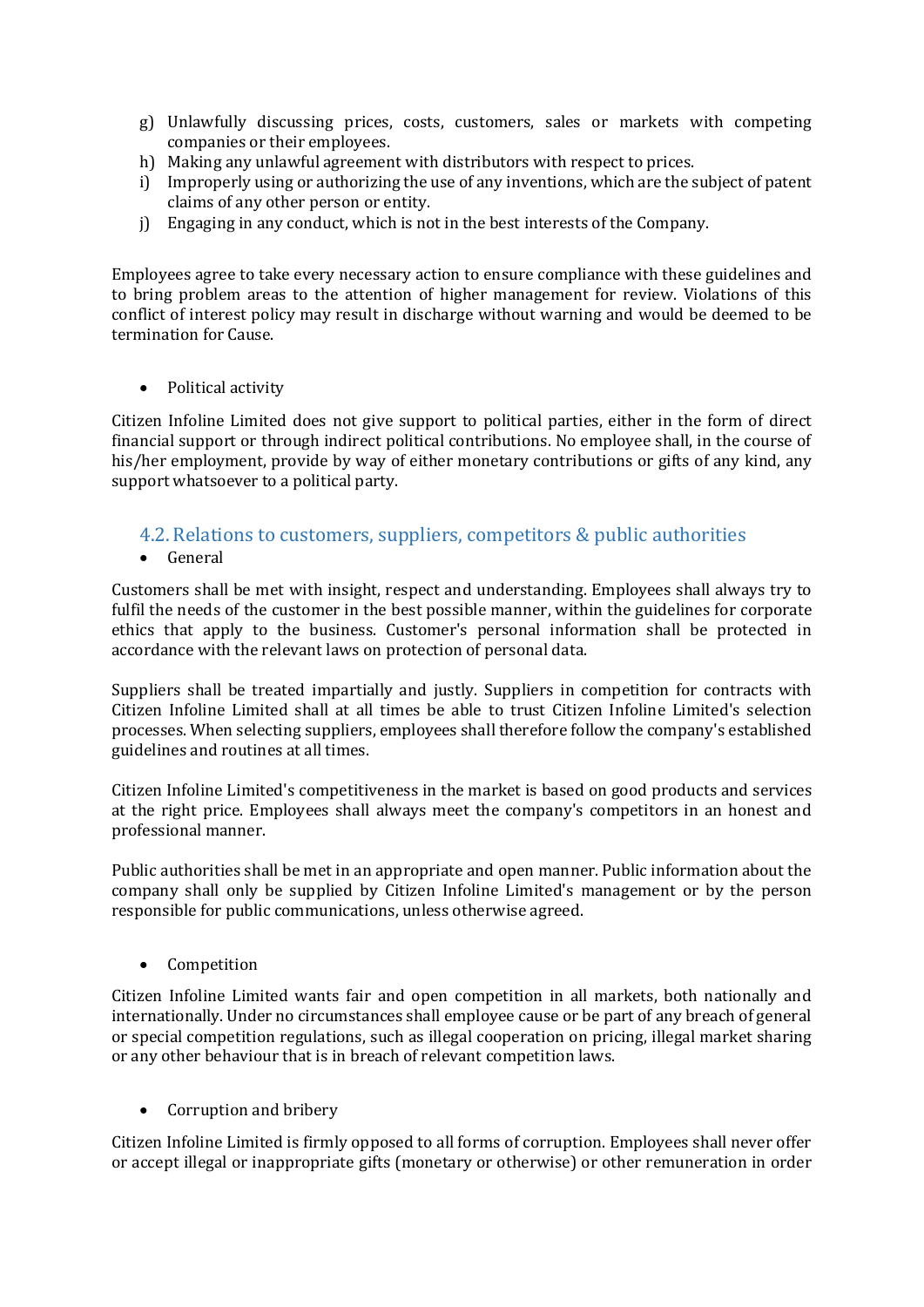g) Unlawfully discussing prices, costs, customers, sales or markets with competing companies or their employees.
h) Making any unlawful agreement with distributors with respect to prices.
i) Improperly using or authorizing the use of any inventions, which are the subject of patent claims of any other person or entity.
j) Engaging in any conduct, which is not in the best interests of the Company.

Employees agree to take every necessary action to ensure compliance with these guidelines and to bring problem areas to the attention of higher management for review. Violations of this conflict of interest policy may result in discharge without warning and would be deemed to be termination for Cause.

- Political activity

Citizen Infoline Limited does not give support to political parties, either in the form of direct financial support or through indirect political contributions. No employee shall, in the course of his/her employment, provide by way of either monetary contributions or gifts of any kind, any support whatsoever to a political party.

## 4.2. Relations to customers, suppliers, competitors & public authorities

- General

Customers shall be met with insight, respect and understanding. Employees shall always try to fulfil the needs of the customer in the best possible manner, within the guidelines for corporate ethics that apply to the business. Customer's personal information shall be protected in accordance with the relevant laws on protection of personal data.

Suppliers shall be treated impartially and justly. Suppliers in competition for contracts with Citizen Infoline Limited shall at all times be able to trust Citizen Infoline Limited's selection processes. When selecting suppliers, employees shall therefore follow the company's established guidelines and routines at all times.

Citizen Infoline Limited's competitiveness in the market is based on good products and services at the right price. Employees shall always meet the company's competitors in an honest and professional manner.

Public authorities shall be met in an appropriate and open manner. Public information about the company shall only be supplied by Citizen Infoline Limited's management or by the person responsible for public communications, unless otherwise agreed.

- Competition

Citizen Infoline Limited wants fair and open competition in all markets, both nationally and internationally. Under no circumstances shall employee cause or be part of any breach of general or special competition regulations, such as illegal cooperation on pricing, illegal market sharing or any other behaviour that is in breach of relevant competition laws.

- Corruption and bribery

Citizen Infoline Limited is firmly opposed to all forms of corruption. Employees shall never offer or accept illegal or inappropriate gifts (monetary or otherwise) or other remuneration in order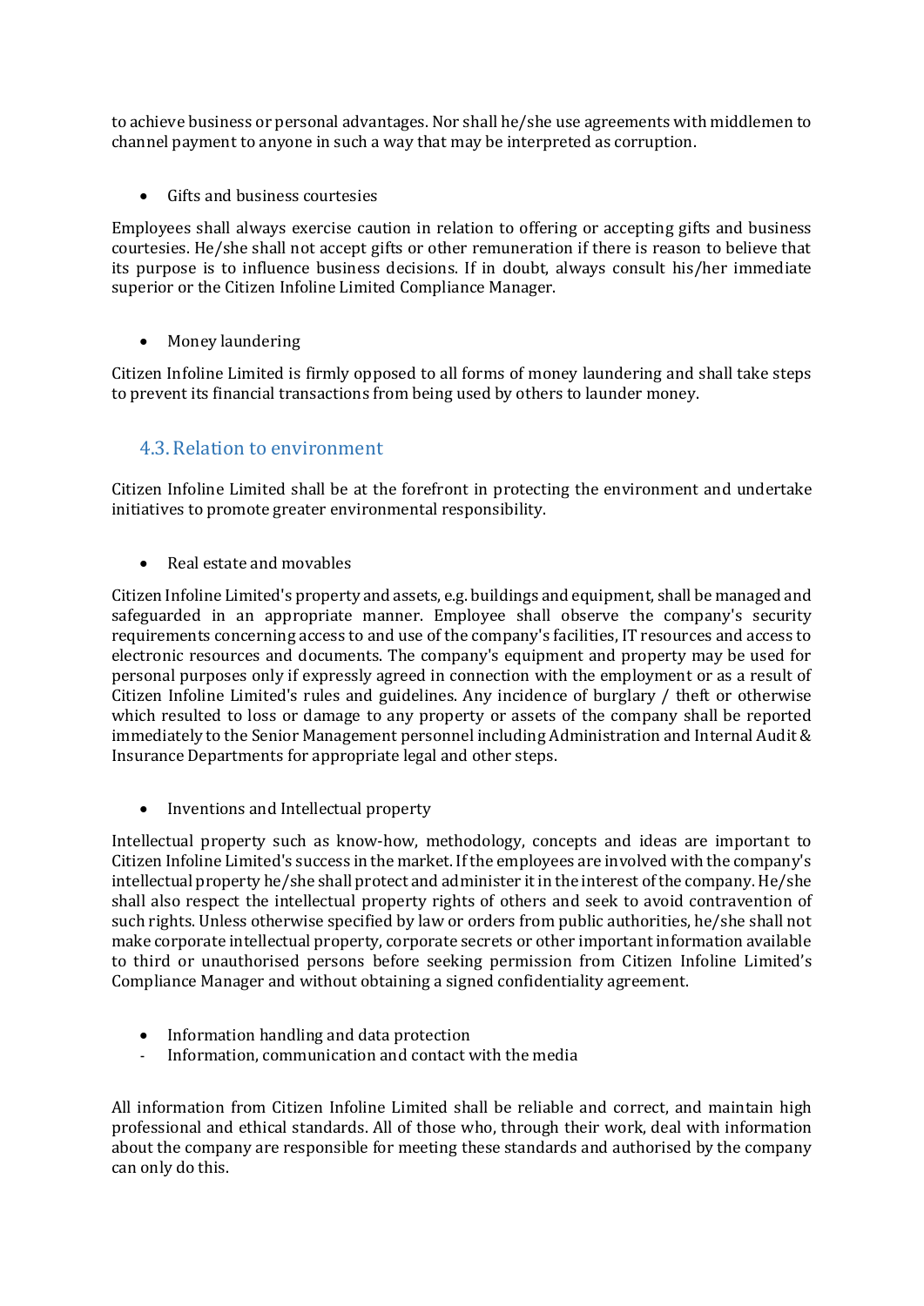to achieve business or personal advantages. Nor shall he/she use agreements with middlemen to channel payment to anyone in such a way that may be interpreted as corruption.

- Gifts and business courtesies

Employees shall always exercise caution in relation to offering or accepting gifts and business courtesies. He/she shall not accept gifts or other remuneration if there is reason to believe that its purpose is to influence business decisions. If in doubt, always consult his/her immediate superior or the Citizen Infoline Limited Compliance Manager.

- Money laundering

Citizen Infoline Limited is firmly opposed to all forms of money laundering and shall take steps to prevent its financial transactions from being used by others to launder money.

## 4.3. Relation to environment

Citizen Infoline Limited shall be at the forefront in protecting the environment and undertake initiatives to promote greater environmental responsibility.

- Real estate and movables

Citizen Infoline Limited's property and assets, e.g. buildings and equipment, shall be managed and safeguarded in an appropriate manner. Employee shall observe the company's security requirements concerning access to and use of the company's facilities, IT resources and access to electronic resources and documents. The company's equipment and property may be used for personal purposes only if expressly agreed in connection with the employment or as a result of Citizen Infoline Limited's rules and guidelines. Any incidence of burglary / theft or otherwise which resulted to loss or damage to any property or assets of the company shall be reported immediately to the Senior Management personnel including Administration and Internal Audit & Insurance Departments for appropriate legal and other steps.

- Inventions and Intellectual property

Intellectual property such as know-how, methodology, concepts and ideas are important to Citizen Infoline Limited's success in the market. If the employees are involved with the company's intellectual property he/she shall protect and administer it in the interest of the company. He/she shall also respect the intellectual property rights of others and seek to avoid contravention of such rights. Unless otherwise specified by law or orders from public authorities, he/she shall not make corporate intellectual property, corporate secrets or other important information available to third or unauthorised persons before seeking permission from Citizen Infoline Limited's Compliance Manager and without obtaining a signed confidentiality agreement.

- Information handling and data protection
  - Information, communication and contact with the media

All information from Citizen Infoline Limited shall be reliable and correct, and maintain high professional and ethical standards. All of those who, through their work, deal with information about the company are responsible for meeting these standards and authorised by the company can only do this.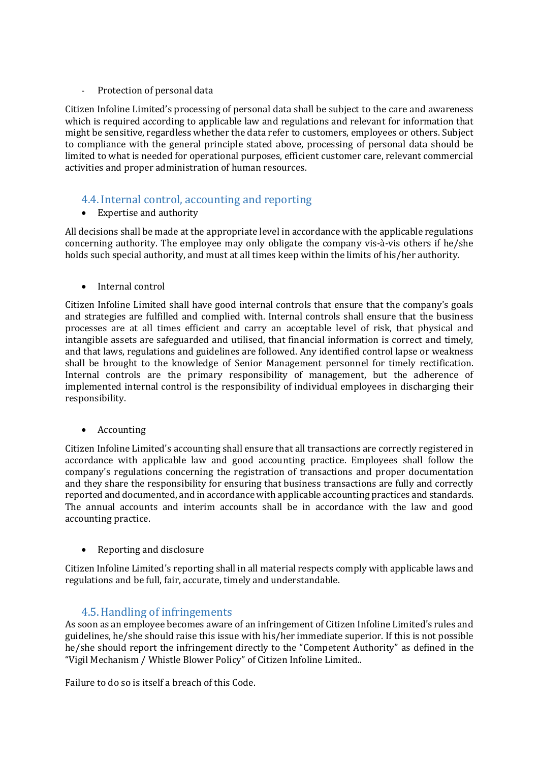- Protection of personal data

Citizen Infoline Limited's processing of personal data shall be subject to the care and awareness which is required according to applicable law and regulations and relevant for information that might be sensitive, regardless whether the data refer to customers, employees or others. Subject to compliance with the general principle stated above, processing of personal data should be limited to what is needed for operational purposes, efficient customer care, relevant commercial activities and proper administration of human resources.

## 4.4. Internal control, accounting and reporting

- Expertise and authority

All decisions shall be made at the appropriate level in accordance with the applicable regulations concerning authority. The employee may only obligate the company vis-à-vis others if he/she holds such special authority, and must at all times keep within the limits of his/her authority.

- Internal control

Citizen Infoline Limited shall have good internal controls that ensure that the company's goals and strategies are fulfilled and complied with. Internal controls shall ensure that the business processes are at all times efficient and carry an acceptable level of risk, that physical and intangible assets are safeguarded and utilised, that financial information is correct and timely, and that laws, regulations and guidelines are followed. Any identified control lapse or weakness shall be brought to the knowledge of Senior Management personnel for timely rectification. Internal controls are the primary responsibility of management, but the adherence of implemented internal control is the responsibility of individual employees in discharging their responsibility.

- Accounting

Citizen Infoline Limited's accounting shall ensure that all transactions are correctly registered in accordance with applicable law and good accounting practice. Employees shall follow the company's regulations concerning the registration of transactions and proper documentation and they share the responsibility for ensuring that business transactions are fully and correctly reported and documented, and in accordance with applicable accounting practices and standards. The annual accounts and interim accounts shall be in accordance with the law and good accounting practice.

- Reporting and disclosure

Citizen Infoline Limited's reporting shall in all material respects comply with applicable laws and regulations and be full, fair, accurate, timely and understandable.

## 4.5. Handling of infringements

As soon as an employee becomes aware of an infringement of Citizen Infoline Limited's rules and guidelines, he/she should raise this issue with his/her immediate superior. If this is not possible he/she should report the infringement directly to the "Competent Authority" as defined in the "Vigil Mechanism / Whistle Blower Policy" of Citizen Infoline Limited..

Failure to do so is itself a breach of this Code.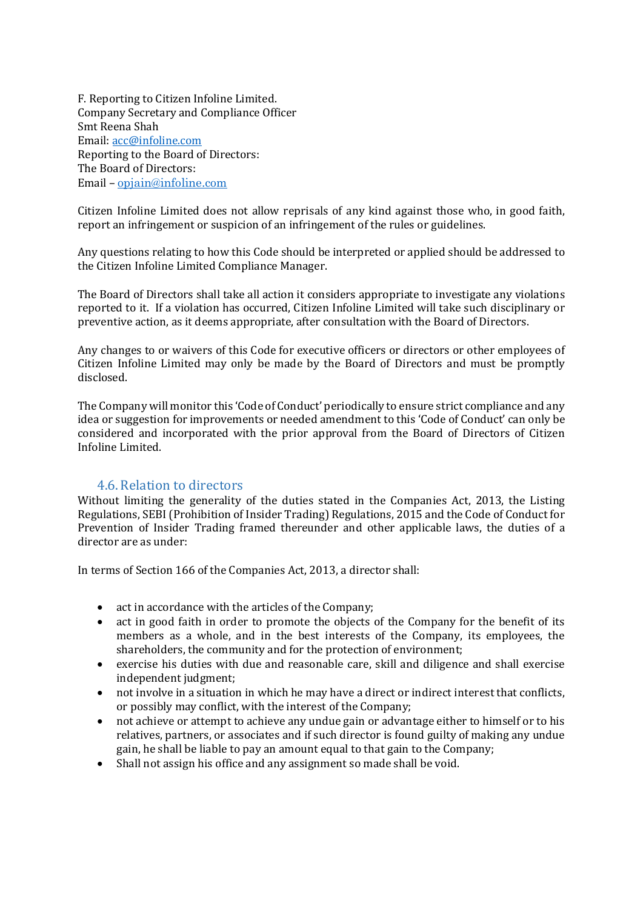F. Reporting to Citizen Infoline Limited.
Company Secretary and Compliance Officer
Smt Reena Shah
Email: acc@infoline.com
Reporting to the Board of Directors:
The Board of Directors:
Email – opjain@infoline.com

Citizen Infoline Limited does not allow reprisals of any kind against those who, in good faith, report an infringement or suspicion of an infringement of the rules or guidelines.

Any questions relating to how this Code should be interpreted or applied should be addressed to the Citizen Infoline Limited Compliance Manager.

The Board of Directors shall take all action it considers appropriate to investigate any violations reported to it. If a violation has occurred, Citizen Infoline Limited will take such disciplinary or preventive action, as it deems appropriate, after consultation with the Board of Directors.

Any changes to or waivers of this Code for executive officers or directors or other employees of Citizen Infoline Limited may only be made by the Board of Directors and must be promptly disclosed.

The Company will monitor this 'Code of Conduct' periodically to ensure strict compliance and any idea or suggestion for improvements or needed amendment to this 'Code of Conduct' can only be considered and incorporated with the prior approval from the Board of Directors of Citizen Infoline Limited.

### 4.6. Relation to directors

Without limiting the generality of the duties stated in the Companies Act, 2013, the Listing Regulations, SEBI (Prohibition of Insider Trading) Regulations, 2015 and the Code of Conduct for Prevention of Insider Trading framed thereunder and other applicable laws, the duties of a director are as under:

In terms of Section 166 of the Companies Act, 2013, a director shall:

- act in accordance with the articles of the Company;
- act in good faith in order to promote the objects of the Company for the benefit of its members as a whole, and in the best interests of the Company, its employees, the shareholders, the community and for the protection of environment;
- exercise his duties with due and reasonable care, skill and diligence and shall exercise independent judgment;
- not involve in a situation in which he may have a direct or indirect interest that conflicts, or possibly may conflict, with the interest of the Company;
- not achieve or attempt to achieve any undue gain or advantage either to himself or to his relatives, partners, or associates and if such director is found guilty of making any undue gain, he shall be liable to pay an amount equal to that gain to the Company;
- Shall not assign his office and any assignment so made shall be void.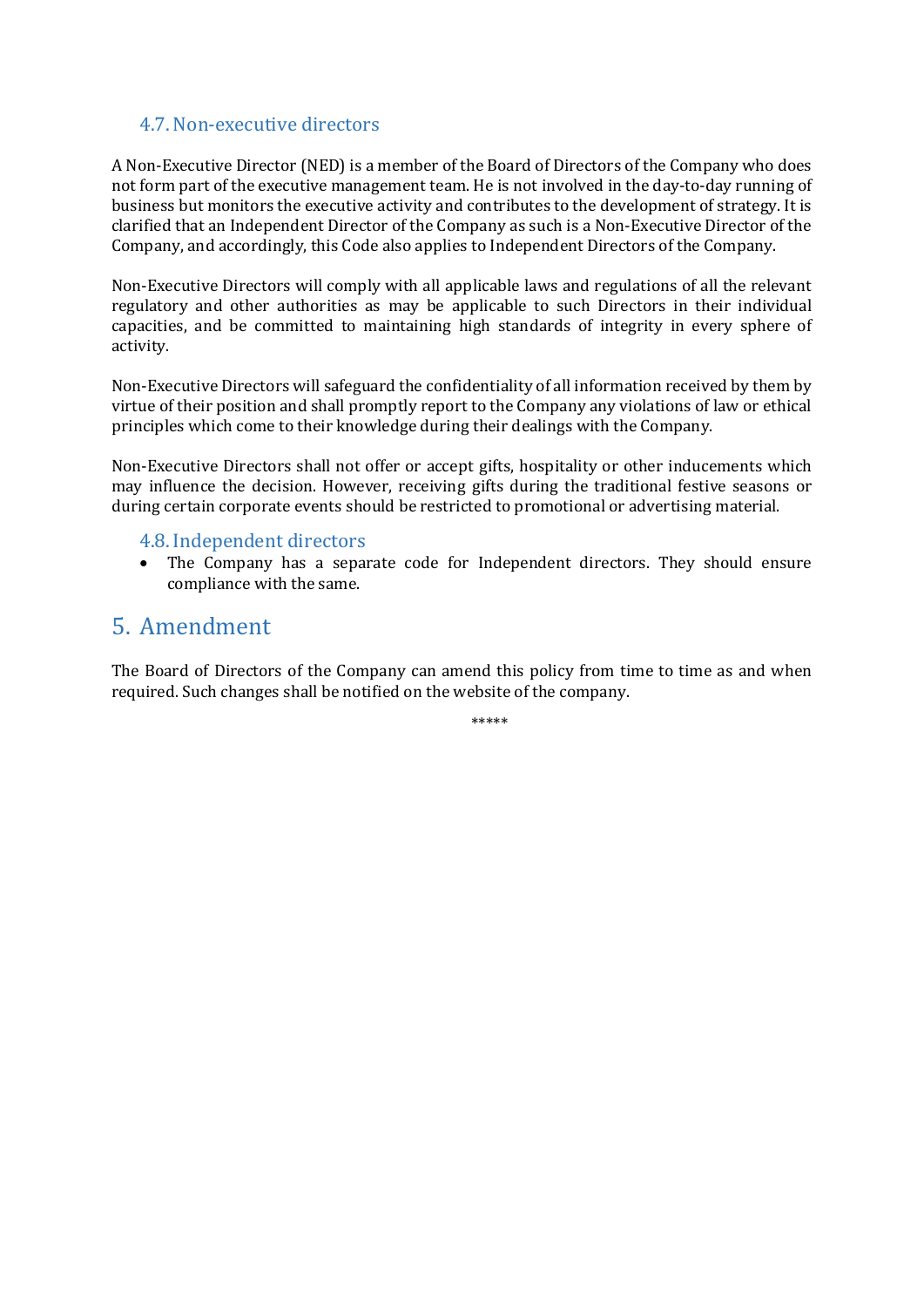### 4.7. Non-executive directors

A Non-Executive Director (NED) is a member of the Board of Directors of the Company who does not form part of the executive management team. He is not involved in the day-to-day running of business but monitors the executive activity and contributes to the development of strategy. It is clarified that an Independent Director of the Company as such is a Non-Executive Director of the Company, and accordingly, this Code also applies to Independent Directors of the Company.

Non-Executive Directors will comply with all applicable laws and regulations of all the relevant regulatory and other authorities as may be applicable to such Directors in their individual capacities, and be committed to maintaining high standards of integrity in every sphere of activity.

Non-Executive Directors will safeguard the confidentiality of all information received by them by virtue of their position and shall promptly report to the Company any violations of law or ethical principles which come to their knowledge during their dealings with the Company.

Non-Executive Directors shall not offer or accept gifts, hospitality or other inducements which may influence the decision. However, receiving gifts during the traditional festive seasons or during certain corporate events should be restricted to promotional or advertising material.

### 4.8. Independent directors

- The Company has a separate code for Independent directors. They should ensure compliance with the same.

## 5. Amendment

The Board of Directors of the Company can amend this policy from time to time as and when required. Such changes shall be notified on the website of the company.

*****